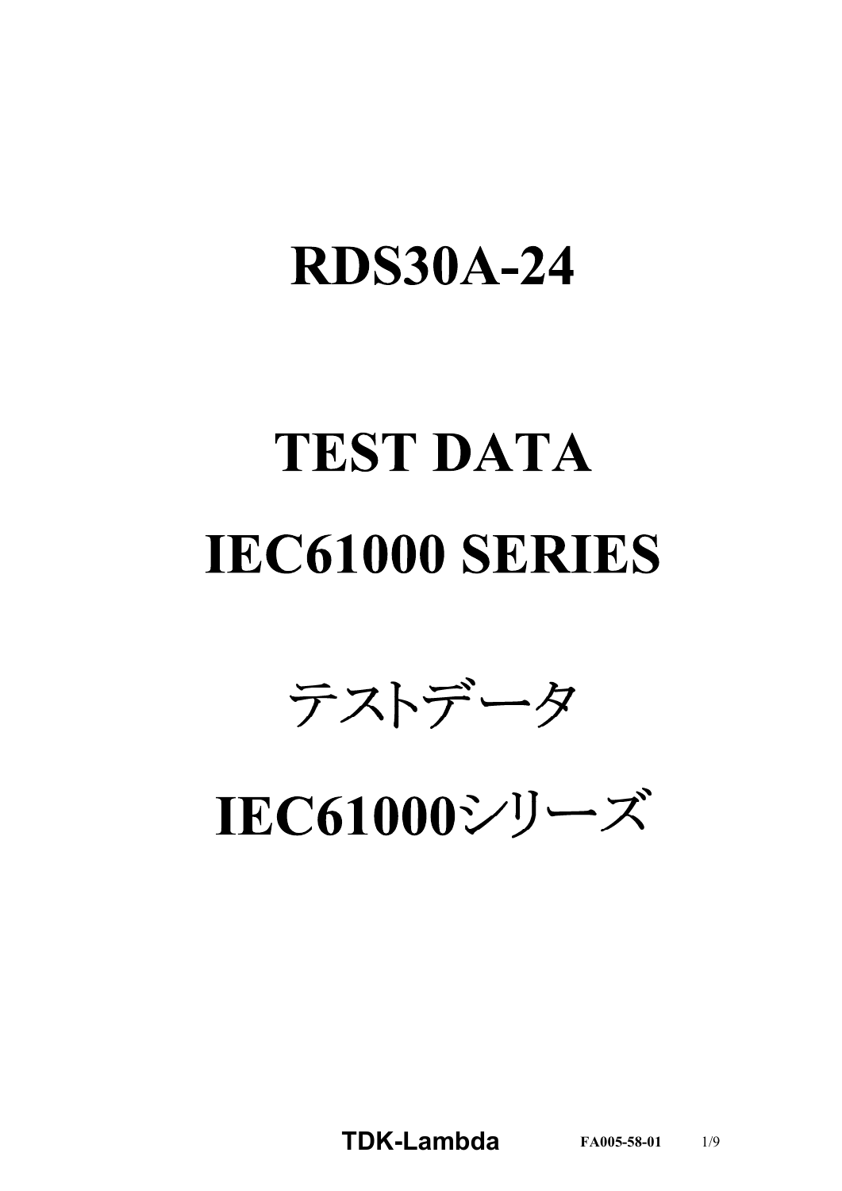# RDS30A-24

# TEST DATA

# IEC61000 SERIES

# テストデータ

# IEC61000シリーズ

**TDK-Lambda** **FA005-58-01**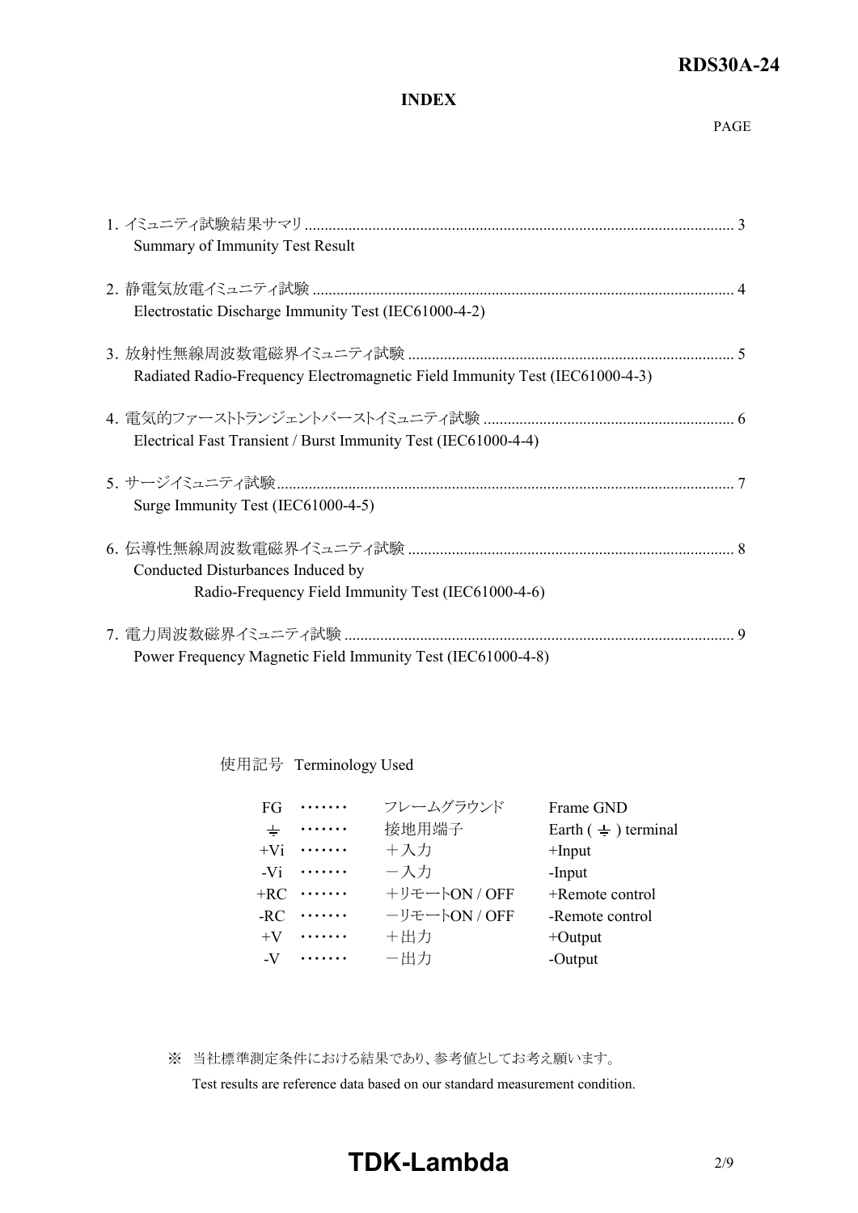## INDEX

PAGE

1. イミュニティ試験結果サマリ .......................................................... 3
   Summary of Immunity Test Result

2. 静電気放電イミュニティ試験 .......................................................... 4
   Electrostatic Discharge Immunity Test (IEC61000-4-2)

3. 放射性無線周波数電磁界イミュニティ試験 .......................................................... 5
   Radiated Radio-Frequency Electromagnetic Field Immunity Test (IEC61000-4-3)

4. 電気的ファーストトランジェントバーストイミュニティ試験 .......................................................... 6
   Electrical Fast Transient / Burst Immunity Test (IEC61000-4-4)

5. サージイミュニティ試験 .......................................................... 7
   Surge Immunity Test (IEC61000-4-5)

6. 伝導性無線周波数電磁界イミュニティ試験 .......................................................... 8
   Conducted Disturbances Induced by
   Radio-Frequency Field Immunity Test (IEC61000-4-6)

7. 電力周波数磁界イミュニティ試験 .......................................................... 9
   Power Frequency Magnetic Field Immunity Test (IEC61000-4-8)

使用記号 Terminology Used

| | | | |
|---|---|---|---|
| FG | ······· | フレームグラウンド | Frame GND |
| ⏚ | ······· | 接地用端子 | Earth ( ⏚ ) terminal |
| +Vi | ······· | ＋入力 | +Input |
| -Vi | ······· | －入力 | -Input |
| +RC | ······· | ＋リモートON / OFF | +Remote control |
| -RC | ······· | －リモートON / OFF | -Remote control |
| +V | ······· | ＋出力 | +Output |
| -V | ······· | －出力 | -Output |

※ 当社標準測定条件における結果であり、参考値としてお考え願います。
Test results are reference data based on our standard measurement condition.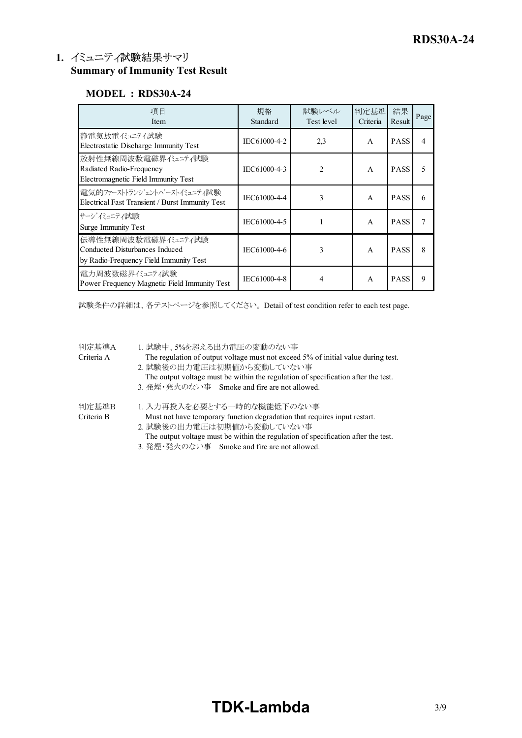## 1. イミュニティ試験結果サマリ Summary of Immunity Test Result

### MODEL : RDS30A-24

| 項目<br>Item | 規格<br>Standard | 試験レベル<br>Test level | 判定基準<br>Criteria | 結果<br>Result | Page |
|---|---|---|---|---|---|
| 静電気放電イミュニティ試験<br>Electrostatic Discharge Immunity Test | IEC61000-4-2 | 2,3 | A | PASS | 4 |
| 放射性無線周波数電磁界イミュニティ試験<br>Radiated Radio-Frequency<br>Electromagnetic Field Immunity Test | IEC61000-4-3 | 2 | A | PASS | 5 |
| 電気的ファーストトランジェントバーストイミュニティ試験<br>Electrical Fast Transient / Burst Immunity Test | IEC61000-4-4 | 3 | A | PASS | 6 |
| サージイミュニティ試験<br>Surge Immunity Test | IEC61000-4-5 | 1 | A | PASS | 7 |
| 伝導性無線周波数電磁界イミュニティ試験<br>Conducted Disturbances Induced<br>by Radio-Frequency Field Immunity Test | IEC61000-4-6 | 3 | A | PASS | 8 |
| 電力周波数磁界イミュニティ試験<br>Power Frequency Magnetic Field Immunity Test | IEC61000-4-8 | 4 | A | PASS | 9 |

試験条件の詳細は、各テストページを参照してください。Detail of test condition refer to each test page.

判定基準A
Criteria A
1. 試験中、5%を超える出力電圧の変動のない事
The regulation of output voltage must not exceed 5% of initial value during test.
2. 試験後の出力電圧は初期値から変動していない事
The output voltage must be within the regulation of specification after the test.
3. 発煙・発火のない事　Smoke and fire are not allowed.

判定基準B
Criteria B
1. 入力再投入を必要とする一時的な機能低下のない事
Must not have temporary function degradation that requires input restart.
2. 試験後の出力電圧は初期値から変動していない事
The output voltage must be within the regulation of specification after the test.
3. 発煙・発火のない事　Smoke and fire are not allowed.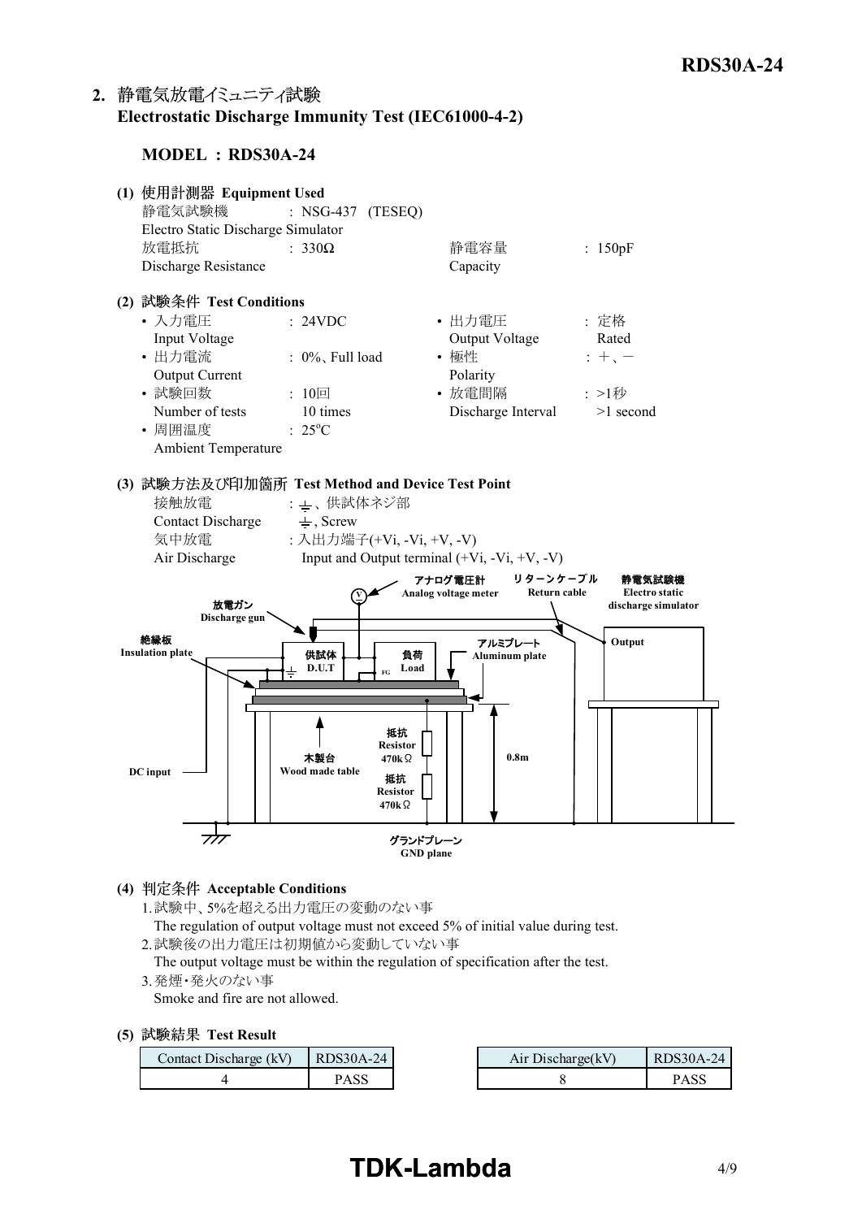## 2. 静電気放電イミュニティ試験 Electrostatic Discharge Immunity Test (IEC61000-4-2)

### MODEL : RDS30A-24

**(1) 使用計測器 Equipment Used**

静電気試験機 : NSG-437 (TESEQ)
Electro Static Discharge Simulator

放電抵抗 : 330Ω
Discharge Resistance

静電容量 : 150pF
Capacity

**(2) 試験条件 Test Conditions**

- 入力電圧 Input Voltage : 24VDC
- 出力電圧 Output Voltage : 定格 Rated
- 出力電流 Output Current : 0%、Full load
- 極性 Polarity : ＋、－
- 試験回数 Number of tests : 10回 10 times
- 放電間隔 Discharge Interval : >1秒 >1 second
- 周囲温度 Ambient Temperature : 25°C

**(3) 試験方法及び印加箇所 Test Method and Device Test Point**

接触放電 Contact Discharge : ⏚、供試体ネジ部 ⏚, Screw

気中放電 Air Discharge : 入出力端子(+Vi, -Vi, +V, -V) Input and Output terminal (+Vi, -Vi, +V, -V)

アナログ電圧計 Analog voltage meter / リターンケーブル Return cable / 静電気試験機 Electro static discharge simulator / 放電ガン Discharge gun / Output / 絶縁板 Insulation plate / 供試体 D.U.T / 負荷 Load / FG / アルミプレート Aluminum plate / 抵抗 Resistor 470kΩ / 抵抗 Resistor 470kΩ / 木製台 Wood made table / 0.8m / DC input / グランドプレーン GND plane

**(4) 判定条件 Acceptable Conditions**

1. 試験中、5%を超える出力電圧の変動のない事
   The regulation of output voltage must not exceed 5% of initial value during test.
2. 試験後の出力電圧は初期値から変動していない事
   The output voltage must be within the regulation of specification after the test.
3. 発煙・発火のない事
   Smoke and fire are not allowed.

**(5) 試験結果 Test Result**

| Contact Discharge (kV) | RDS30A-24 |
|---|---|
| 4 | PASS |

| Air Discharge(kV) | RDS30A-24 |
|---|---|
| 8 | PASS |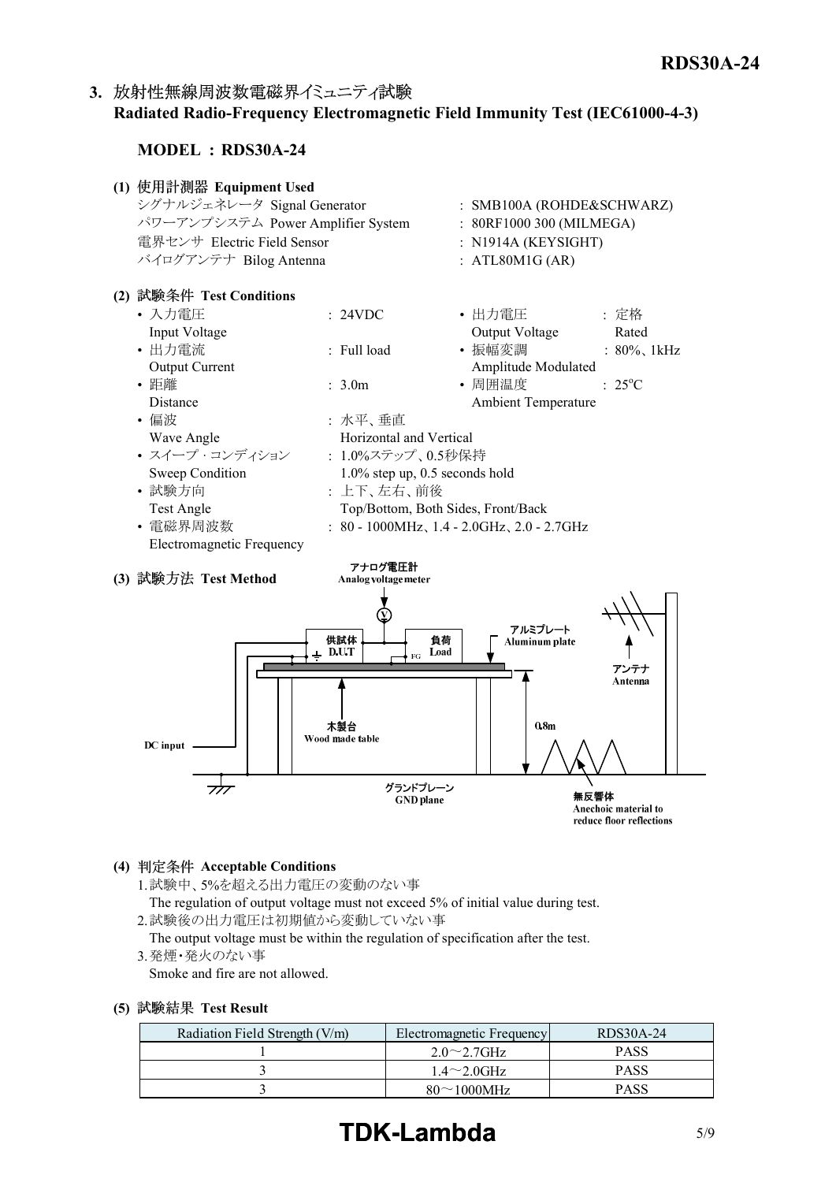## 3. 放射性無線周波数電磁界イミュニティ試験 Radiated Radio-Frequency Electromagnetic Field Immunity Test (IEC61000-4-3)

**MODEL : RDS30A-24**

**(1) 使用計測器 Equipment Used**

| | |
|---|---|
| シグナルジェネレータ Signal Generator | : SMB100A (ROHDE&SCHWARZ) |
| パワーアンプシステム Power Amplifier System | : 80RF1000 300 (MILMEGA) |
| 電界センサ Electric Field Sensor | : N1914A (KEYSIGHT) |
| バイログアンテナ Bilog Antenna | : ATL80M1G (AR) |

**(2) 試験条件 Test Conditions**

- 入力電圧 Input Voltage : 24VDC
- 出力電圧 Output Voltage : 定格 Rated
- 出力電流 Output Current : Full load
- 振幅変調 Amplitude Modulated : 80%、1kHz
- 距離 Distance : 3.0m
- 周囲温度 Ambient Temperature : 25°C
- 偏波 Wave Angle : 水平、垂直 Horizontal and Vertical
- スイープ・コンディション Sweep Condition : 1.0%ステップ、0.5秒保持 1.0% step up, 0.5 seconds hold
- 試験方向 Test Angle : 上下、左右、前後 Top/Bottom, Both Sides, Front/Back
- 電磁界周波数 Electromagnetic Frequency : 80 - 1000MHz、1.4 - 2.0GHz、2.0 - 2.7GHz

**(3) 試験方法 Test Method**

アナログ電圧計 Analog voltage meter
供試体 D.U.T
負荷 Load
FG
アルミプレート Aluminum plate
アンテナ Antenna
木製台 Wood made table
0.8m
DC input
グランドプレーン GND plane
無反響体 Anechoic material to reduce floor reflections

**(4) 判定条件 Acceptable Conditions**

1. 試験中、5%を超える出力電圧の変動のない事
   The regulation of output voltage must not exceed 5% of initial value during test.
2. 試験後の出力電圧は初期値から変動していない事
   The output voltage must be within the regulation of specification after the test.
3. 発煙・発火のない事
   Smoke and fire are not allowed.

**(5) 試験結果 Test Result**

| Radiation Field Strength (V/m) | Electromagnetic Frequency | RDS30A-24 |
|---|---|---|
| 1 | 2.0～2.7GHz | PASS |
| 3 | 1.4～2.0GHz | PASS |
| 3 | 80～1000MHz | PASS |

**TDK-Lambda**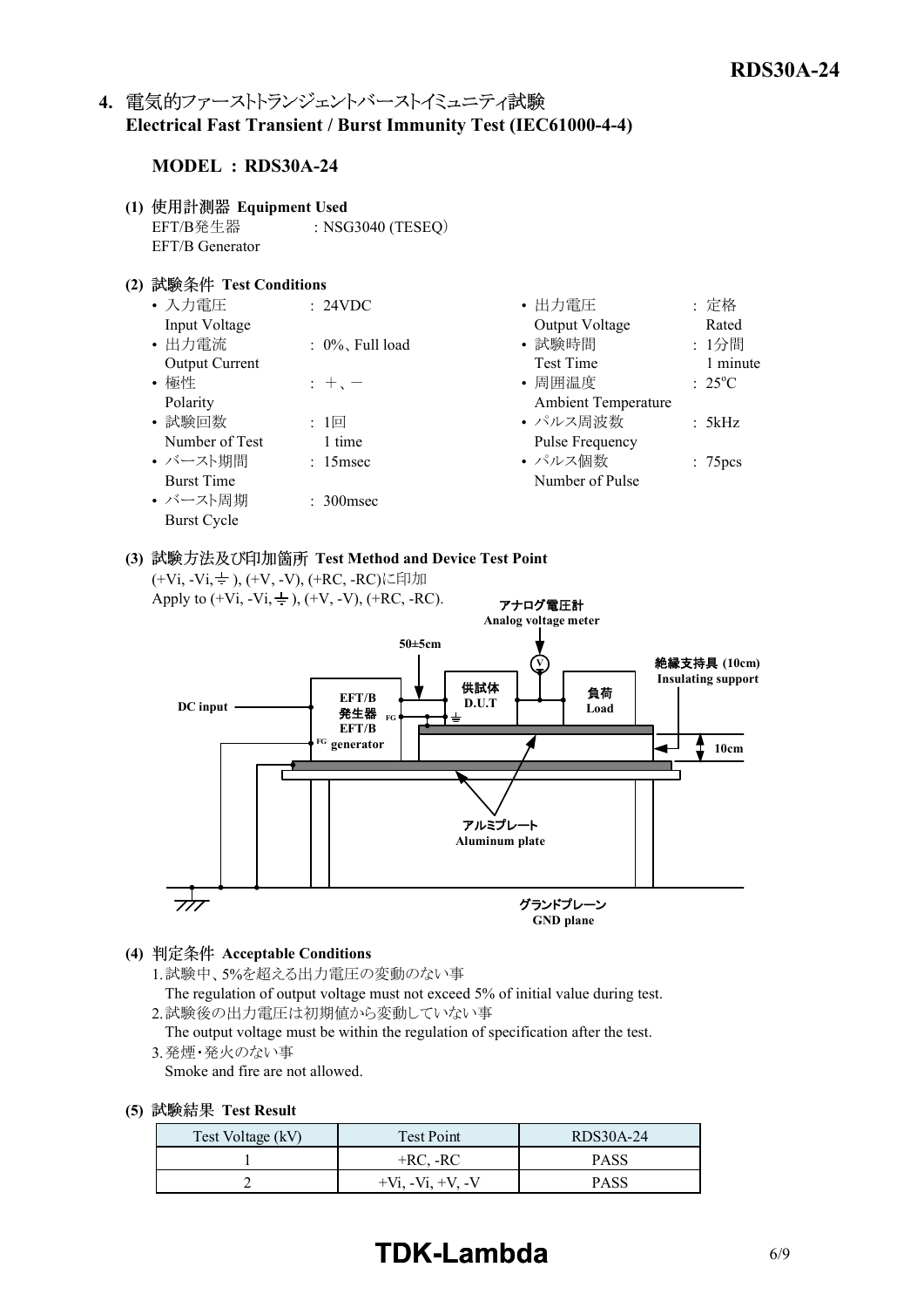## 4. 電気的ファーストトランジェントバーストイミュニティ試験 Electrical Fast Transient / Burst Immunity Test (IEC61000-4-4)

**MODEL : RDS30A-24**

**(1) 使用計測器 Equipment Used**

EFT/B発生器 EFT/B Generator : NSG3040 (TESEQ)

**(2) 試験条件 Test Conditions**

- 入力電圧 Input Voltage : 24VDC
- 出力電流 Output Current : 0%、Full load
- 極性 Polarity : +、−
- 試験回数 Number of Test : 1回 1 time
- バースト期間 Burst Time : 15msec
- バースト周期 Burst Cycle : 300msec
- 出力電圧 Output Voltage : 定格 Rated
- 試験時間 Test Time : 1分間 1 minute
- 周囲温度 Ambient Temperature : 25°C
- パルス周波数 Pulse Frequency : 5kHz
- パルス個数 Number of Pulse : 75pcs

**(3) 試験方法及び印加箇所 Test Method and Device Test Point**

(+Vi, -Vi, ⏚ ), (+V, -V), (+RC, -RC)に印加
Apply to (+Vi, -Vi, ⏚ ), (+V, -V), (+RC, -RC).

DC input, EFT/B発生器 EFT/B generator, FG, 50±5cm, 供試体 D.U.T, アナログ電圧計 Analog voltage meter, 負荷 Load, 絶縁支持具 (10cm) Insulating support, 10cm, アルミプレート Aluminum plate, グランドプレーン GND plane

**(4) 判定条件 Acceptable Conditions**

1. 試験中、5%を超える出力電圧の変動のない事
   The regulation of output voltage must not exceed 5% of initial value during test.
2. 試験後の出力電圧は初期値から変動していない事
   The output voltage must be within the regulation of specification after the test.
3. 発煙・発火のない事
   Smoke and fire are not allowed.

**(5) 試験結果 Test Result**

| Test Voltage (kV) | Test Point | RDS30A-24 |
|---|---|---|
| 1 | +RC, -RC | PASS |
| 2 | +Vi, -Vi, +V, -V | PASS |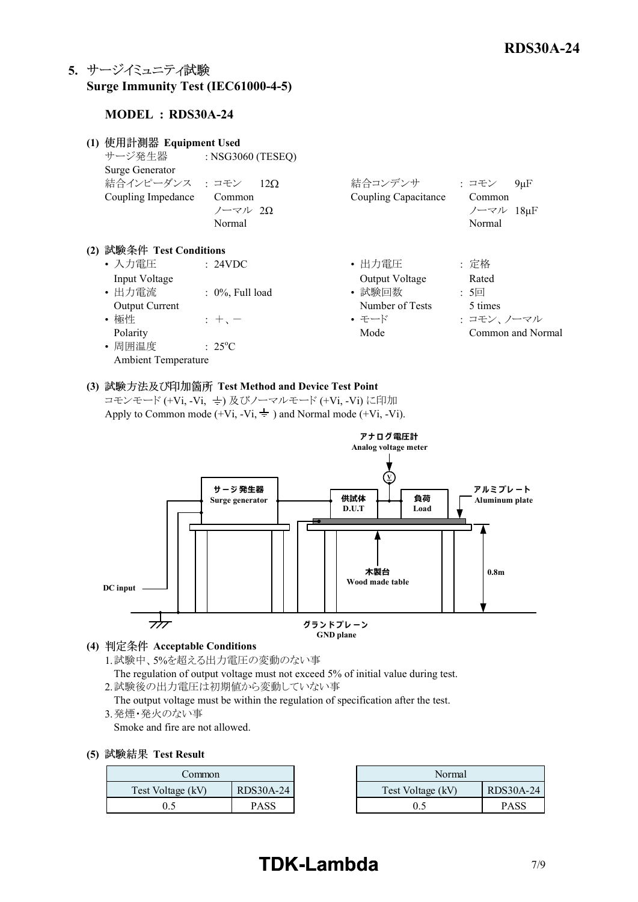## 5. サージイミュニティ試験 Surge Immunity Test (IEC61000-4-5)

**MODEL : RDS30A-24**

**(1) 使用計測器 Equipment Used**

サージ発生器 Surge Generator : NSG3060 (TESEQ)

結合インピーダンス Coupling Impedance : コモン Common 12Ω ／ ノーマル Normal 2Ω

結合コンデンサ Coupling Capacitance : コモン Common 9μF ／ ノーマル Normal 18μF

**(2) 試験条件 Test Conditions**

- 入力電圧 Input Voltage : 24VDC
- 出力電流 Output Current : 0%, Full load
- 極性 Polarity : ＋、－
- 周囲温度 Ambient Temperature : 25°C
- 出力電圧 Output Voltage : 定格 Rated
- 試験回数 Number of Tests : 5回 5 times
- モード Mode : コモン、ノーマル Common and Normal

**(3) 試験方法及び印加箇所 Test Method and Device Test Point**

コモンモード (+Vi, -Vi, ⏚) 及びノーマルモード (+Vi, -Vi) に印加

Apply to Common mode (+Vi, -Vi, ⏚ ) and Normal mode (+Vi, -Vi).

アナログ電圧計 Analog voltage meter

サージ発生器 Surge generator

供試体 D.U.T

負荷 Load

アルミプレート Aluminum plate

木製台 Wood made table

0.8m

DC input

グランドプレーン GND plane

**(4) 判定条件 Acceptable Conditions**

1. 試験中、5%を超える出力電圧の変動のない事
   The regulation of output voltage must not exceed 5% of initial value during test.
2. 試験後の出力電圧は初期値から変動していない事
   The output voltage must be within the regulation of specification after the test.
3. 発煙・発火のない事
   Smoke and fire are not allowed.

**(5) 試験結果 Test Result**

| Common | |
|---|---|
| Test Voltage (kV) | RDS30A-24 |
| 0.5 | PASS |

| Normal | |
|---|---|
| Test Voltage (kV) | RDS30A-24 |
| 0.5 | PASS |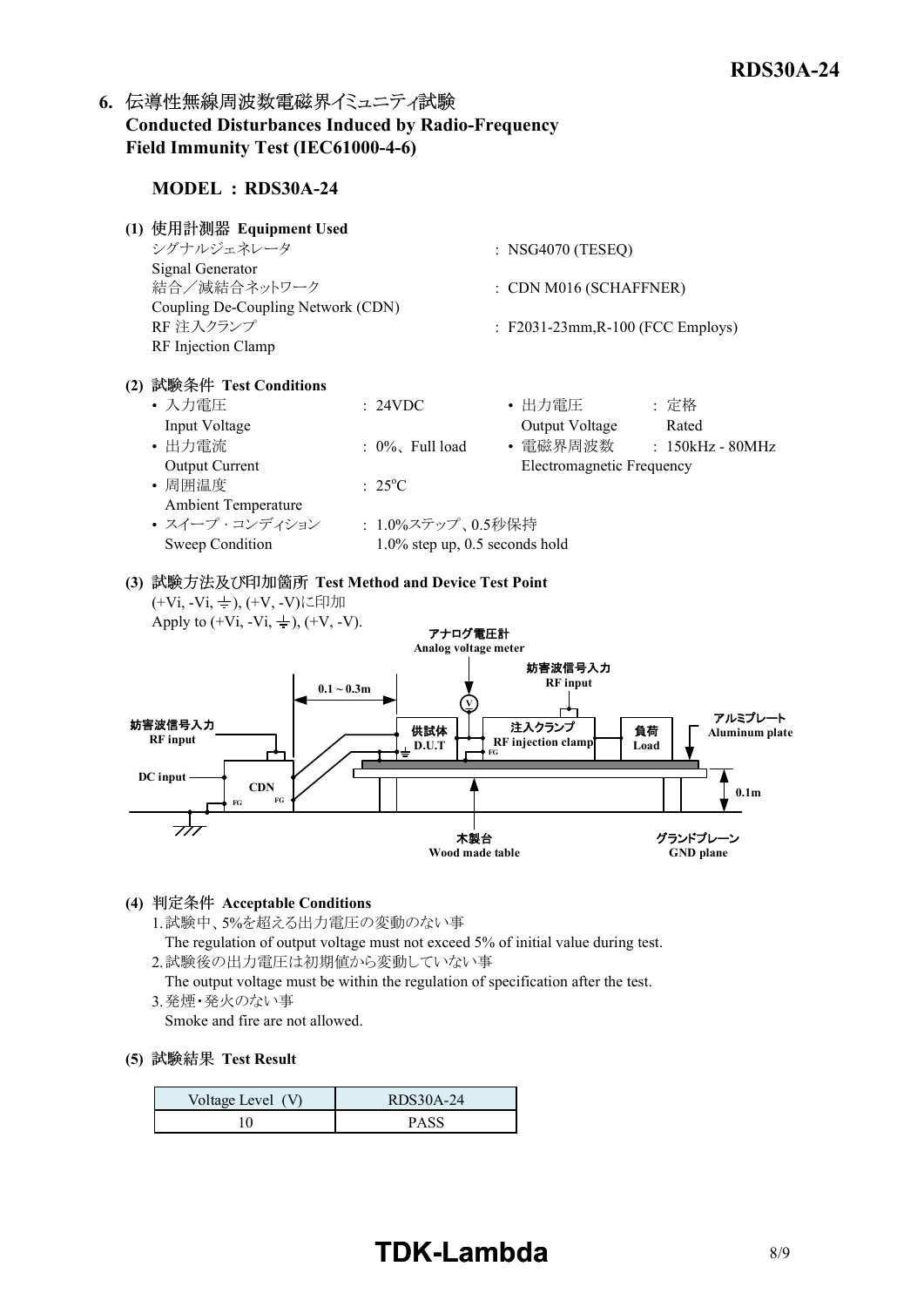## 6. 伝導性無線周波数電磁界イミュニティ試験 Conducted Disturbances Induced by Radio-Frequency Field Immunity Test (IEC61000-4-6)

**MODEL : RDS30A-24**

**(1) 使用計測器 Equipment Used**

シグナルジェネレータ
Signal Generator : NSG4070 (TESEQ)

結合／減結合ネットワーク
Coupling De-Coupling Network (CDN) : CDN M016 (SCHAFFNER)

RF 注入クランプ
RF Injection Clamp : F2031-23mm,R-100 (FCC Employs)

**(2) 試験条件 Test Conditions**

- 入力電圧 Input Voltage : 24VDC
- 出力電圧 Output Voltage : 定格 Rated
- 出力電流 Output Current : 0%、Full load
- 電磁界周波数 Electromagnetic Frequency : 150kHz - 80MHz
- 周囲温度 Ambient Temperature : 25°C
- スイープ・コンディション Sweep Condition : 1.0%ステップ、0.5秒保持 1.0% step up, 0.5 seconds hold

**(3) 試験方法及び印加箇所 Test Method and Device Test Point**

(+Vi, -Vi, ⏚), (+V, -V)に印加
Apply to (+Vi, -Vi, ⏚), (+V, -V).

アナログ電圧計 Analog voltage meter
妨害波信号入力 RF input
0.1 ~ 0.3m
妨害波信号入力 RF input
供試体 D.U.T
注入クランプ RF injection clamp
負荷 Load
アルミプレート Aluminum plate
DC input
CDN
FG
0.1m
木製台 Wood made table
グランドプレーン GND plane

**(4) 判定条件 Acceptable Conditions**

1. 試験中、5%を超える出力電圧の変動のない事
   The regulation of output voltage must not exceed 5% of initial value during test.
2. 試験後の出力電圧は初期値から変動していない事
   The output voltage must be within the regulation of specification after the test.
3. 発煙・発火のない事
   Smoke and fire are not allowed.

**(5) 試験結果 Test Result**

| Voltage Level (V) | RDS30A-24 |
|---|---|
| 10 | PASS |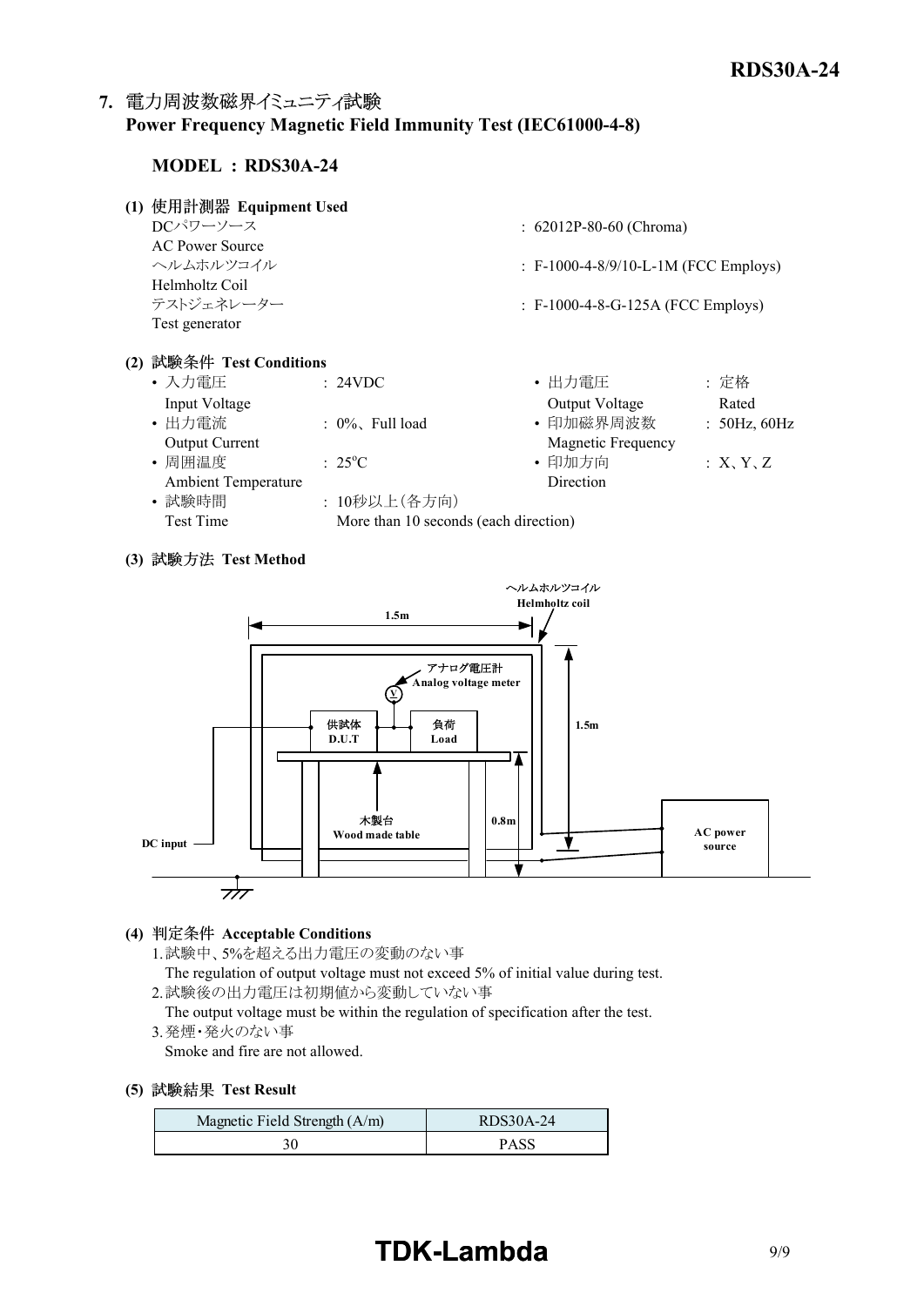## 7. 電力周波数磁界イミュニティ試験 Power Frequency Magnetic Field Immunity Test (IEC61000-4-8)

**MODEL : RDS30A-24**

**(1) 使用計測器 Equipment Used**

DCパワーソース AC Power Source : 62012P-80-60 (Chroma)

ヘルムホルツコイル Helmholtz Coil : F-1000-4-8/9/10-L-1M (FCC Employs)

テストジェネレーター Test generator : F-1000-4-8-G-125A (FCC Employs)

**(2) 試験条件 Test Conditions**

- 入力電圧 Input Voltage : 24VDC
- 出力電流 Output Current : 0%、Full load
- 周囲温度 Ambient Temperature : 25°C
- 試験時間 Test Time : 10秒以上（各方向） More than 10 seconds (each direction)
- 出力電圧 Output Voltage : 定格 Rated
- 印加磁界周波数 Magnetic Frequency : 50Hz, 60Hz
- 印加方向 Direction : X、Y、Z

**(3) 試験方法 Test Method**

ヘルムホルツコイル Helmholtz coil
1.5m
アナログ電圧計 Analog voltage meter
V
供試体 D.U.T
負荷 Load
1.5m
木製台 Wood made table
0.8m
DC input
AC power source

**(4) 判定条件 Acceptable Conditions**

1. 試験中、5%を超える出力電圧の変動のない事
   The regulation of output voltage must not exceed 5% of initial value during test.
2. 試験後の出力電圧は初期値から変動していない事
   The output voltage must be within the regulation of specification after the test.
3. 発煙・発火のない事
   Smoke and fire are not allowed.

**(5) 試験結果 Test Result**

| Magnetic Field Strength (A/m) | RDS30A-24 |
|---|---|
| 30 | PASS |